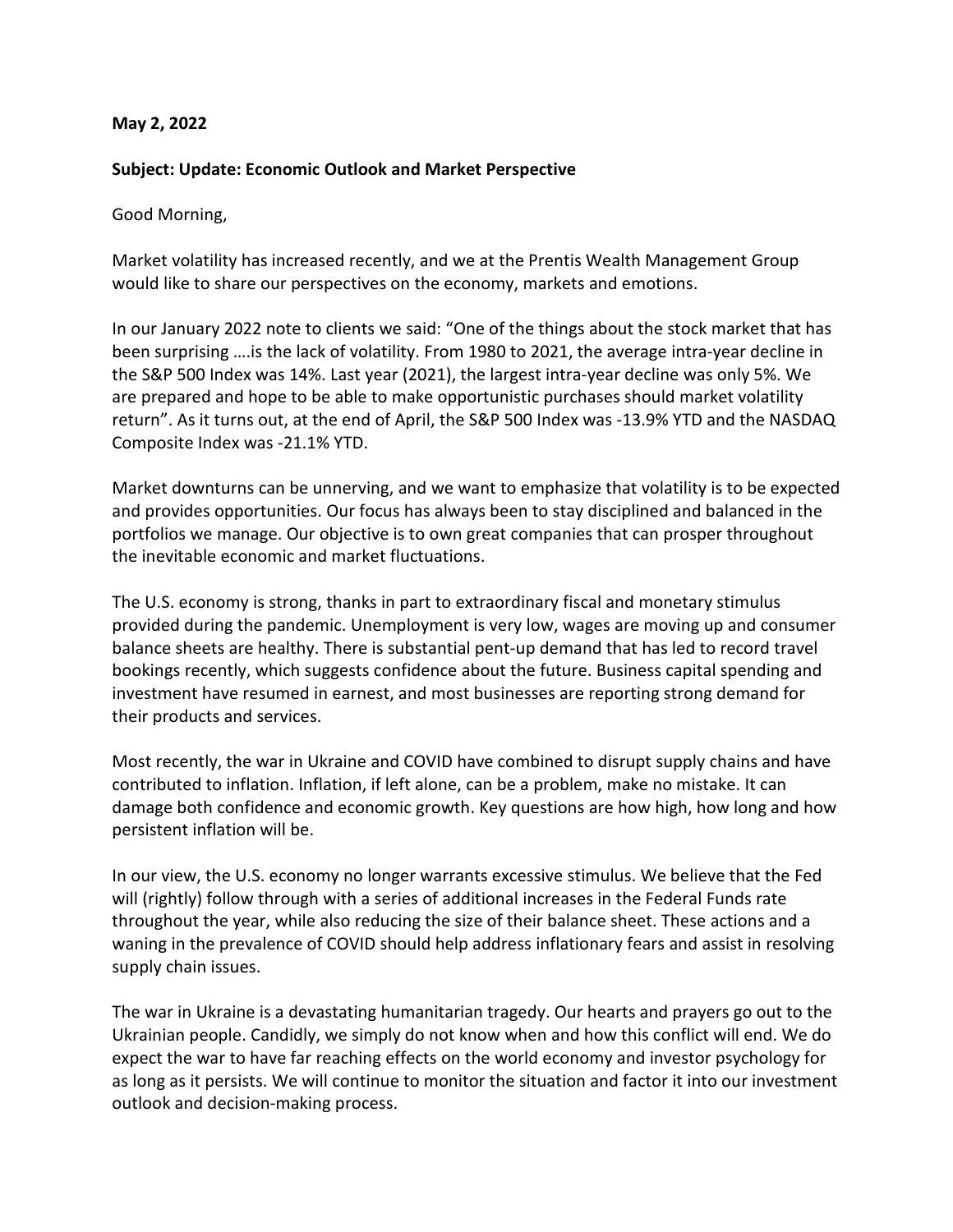**May 2, 2022**

**Subject: Update: Economic Outlook and Market Perspective**

Good Morning,

Market volatility has increased recently, and we at the Prentis Wealth Management Group would like to share our perspectives on the economy, markets and emotions.

In our January 2022 note to clients we said: "One of the things about the stock market that has been surprising ….is the lack of volatility. From 1980 to 2021, the average intra-year decline in the S&P 500 Index was 14%. Last year (2021), the largest intra-year decline was only 5%. We are prepared and hope to be able to make opportunistic purchases should market volatility return". As it turns out, at the end of April, the S&P 500 Index was -13.9% YTD and the NASDAQ Composite Index was -21.1% YTD.

Market downturns can be unnerving, and we want to emphasize that volatility is to be expected and provides opportunities. Our focus has always been to stay disciplined and balanced in the portfolios we manage. Our objective is to own great companies that can prosper throughout the inevitable economic and market fluctuations.

The U.S. economy is strong, thanks in part to extraordinary fiscal and monetary stimulus provided during the pandemic. Unemployment is very low, wages are moving up and consumer balance sheets are healthy. There is substantial pent-up demand that has led to record travel bookings recently, which suggests confidence about the future. Business capital spending and investment have resumed in earnest, and most businesses are reporting strong demand for their products and services.

Most recently, the war in Ukraine and COVID have combined to disrupt supply chains and have contributed to inflation. Inflation, if left alone, can be a problem, make no mistake. It can damage both confidence and economic growth. Key questions are how high, how long and how persistent inflation will be.

In our view, the U.S. economy no longer warrants excessive stimulus. We believe that the Fed will (rightly) follow through with a series of additional increases in the Federal Funds rate throughout the year, while also reducing the size of their balance sheet. These actions and a waning in the prevalence of COVID should help address inflationary fears and assist in resolving supply chain issues.

The war in Ukraine is a devastating humanitarian tragedy. Our hearts and prayers go out to the Ukrainian people. Candidly, we simply do not know when and how this conflict will end. We do expect the war to have far reaching effects on the world economy and investor psychology for as long as it persists. We will continue to monitor the situation and factor it into our investment outlook and decision-making process.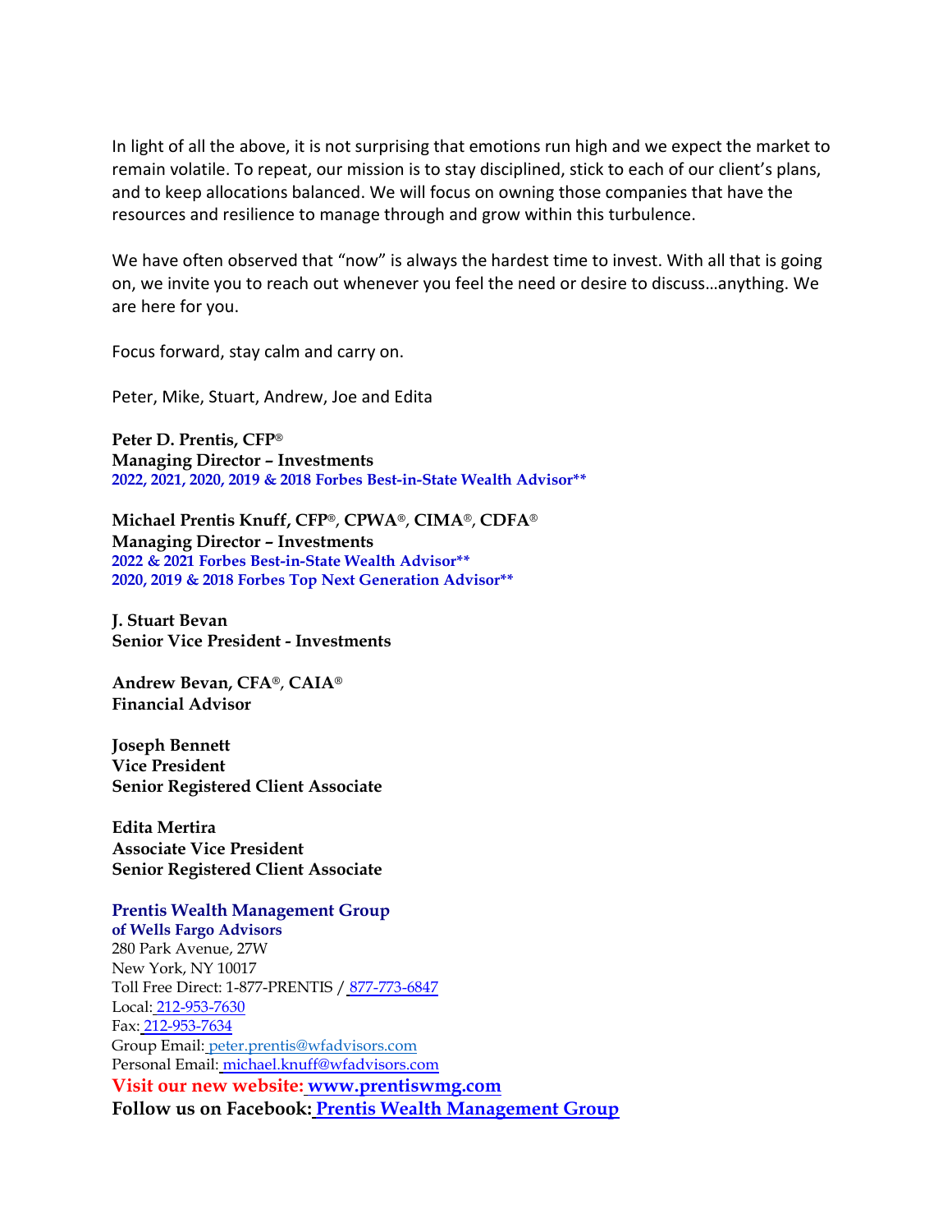In light of all the above, it is not surprising that emotions run high and we expect the market to remain volatile. To repeat, our mission is to stay disciplined, stick to each of our client's plans, and to keep allocations balanced. We will focus on owning those companies that have the resources and resilience to manage through and grow within this turbulence.

We have often observed that "now" is always the hardest time to invest. With all that is going on, we invite you to reach out whenever you feel the need or desire to discuss…anything. We are here for you.

Focus forward, stay calm and carry on.

Peter, Mike, Stuart, Andrew, Joe and Edita

**Peter D. Prentis, CFP®**
**Managing Director – Investments**
**2022, 2021, 2020, 2019 & 2018 Forbes Best-in-State Wealth Advisor****

**Michael Prentis Knuff, CFP®, CPWA®, CIMA®, CDFA®**
**Managing Director – Investments**
**2022 & 2021 Forbes Best-in-State Wealth Advisor****
**2020, 2019 & 2018 Forbes Top Next Generation Advisor****

**J. Stuart Bevan**
**Senior Vice President - Investments**

**Andrew Bevan, CFA®, CAIA®**
**Financial Advisor**

**Joseph Bennett**
**Vice President**
**Senior Registered Client Associate**

**Edita Mertira**
**Associate Vice President**
**Senior Registered Client Associate**

**Prentis Wealth Management Group**
**of Wells Fargo Advisors**
280 Park Avenue, 27W
New York, NY 10017
Toll Free Direct: 1-877-PRENTIS / 877-773-6847
Local: 212-953-7630
Fax: 212-953-7634
Group Email: peter.prentis@wfadvisors.com
Personal Email: michael.knuff@wfadvisors.com
**Visit our new website: www.prentiswmg.com**
**Follow us on Facebook: Prentis Wealth Management Group**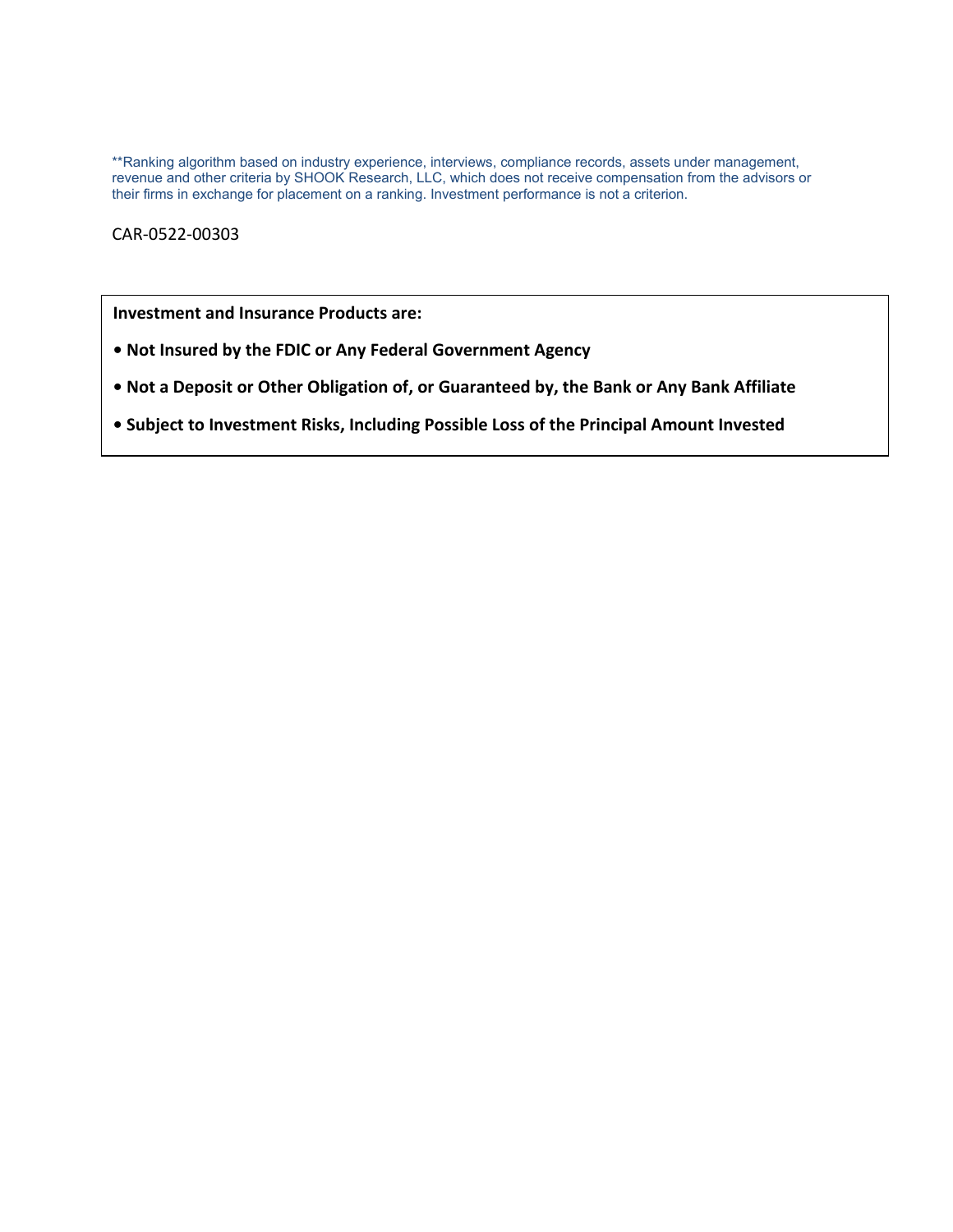**Ranking algorithm based on industry experience, interviews, compliance records, assets under management, revenue and other criteria by SHOOK Research, LLC, which does not receive compensation from the advisors or their firms in exchange for placement on a ranking. Investment performance is not a criterion.

CAR-0522-00303

**Investment and Insurance Products are:**

- **Not Insured by the FDIC or Any Federal Government Agency**
- **Not a Deposit or Other Obligation of, or Guaranteed by, the Bank or Any Bank Affiliate**
- **Subject to Investment Risks, Including Possible Loss of the Principal Amount Invested**